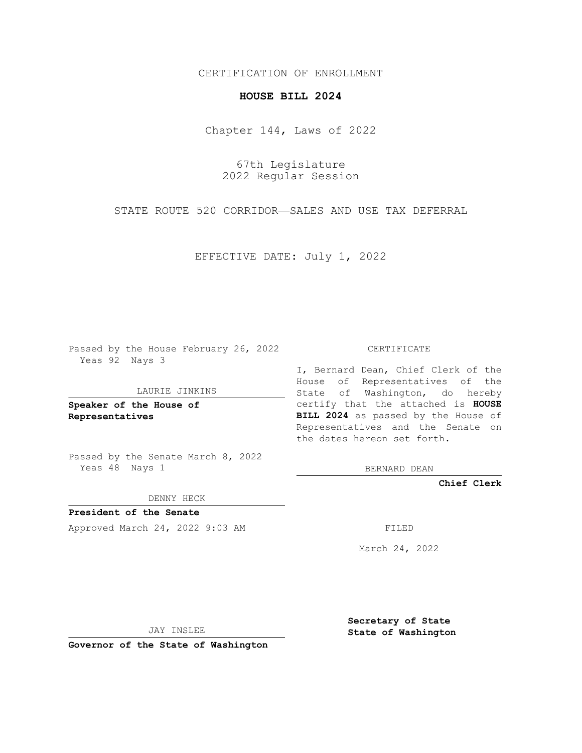CERTIFICATION OF ENROLLMENT

# HOUSE BILL 2024

Chapter 144, Laws of 2022

67th Legislature
2022 Regular Session

STATE ROUTE 520 CORRIDOR—SALES AND USE TAX DEFERRAL

EFFECTIVE DATE: July 1, 2022

Passed by the House February 26, 2022
Yeas 92 Nays 3

LAURIE JINKINS

**Speaker of the House of Representatives**

Passed by the Senate March 8, 2022
Yeas 48 Nays 1

DENNY HECK

**President of the Senate**

Approved March 24, 2022 9:03 AM

JAY INSLEE

**Governor of the State of Washington**

CERTIFICATE

I, Bernard Dean, Chief Clerk of the House of Representatives of the State of Washington, do hereby certify that the attached is **HOUSE BILL 2024** as passed by the House of Representatives and the Senate on the dates hereon set forth.

BERNARD DEAN

**Chief Clerk**

FILED

March 24, 2022

**Secretary of State**
**State of Washington**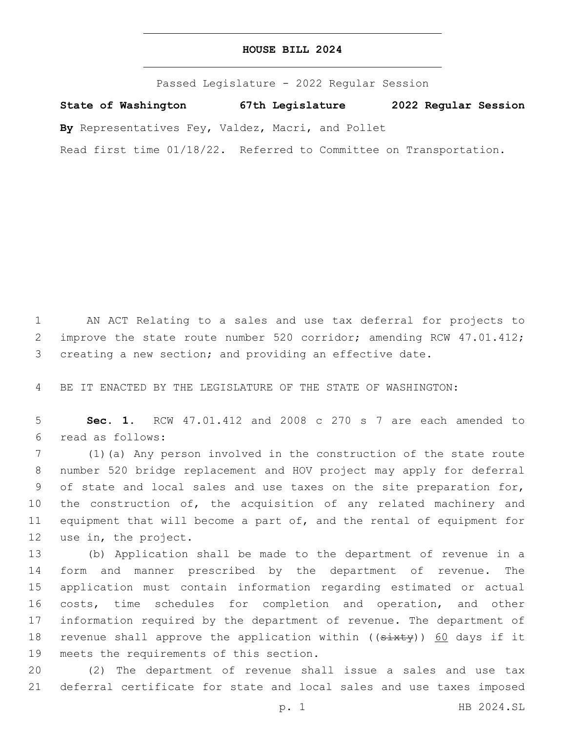# HOUSE BILL 2024

Passed Legislature - 2022 Regular Session

**State of Washington 67th Legislature 2022 Regular Session**

**By** Representatives Fey, Valdez, Macri, and Pollet

Read first time 01/18/22. Referred to Committee on Transportation.

1 AN ACT Relating to a sales and use tax deferral for projects to 2 improve the state route number 520 corridor; amending RCW 47.01.412; 3 creating a new section; and providing an effective date.

4 BE IT ENACTED BY THE LEGISLATURE OF THE STATE OF WASHINGTON:

5 **Sec. 1.** RCW 47.01.412 and 2008 c 270 s 7 are each amended to 6 read as follows:

7 (1)(a) Any person involved in the construction of the state route 8 number 520 bridge replacement and HOV project may apply for deferral 9 of state and local sales and use taxes on the site preparation for, 10 the construction of, the acquisition of any related machinery and 11 equipment that will become a part of, and the rental of equipment for 12 use in, the project.

13 (b) Application shall be made to the department of revenue in a 14 form and manner prescribed by the department of revenue. The 15 application must contain information regarding estimated or actual 16 costs, time schedules for completion and operation, and other 17 information required by the department of revenue. The department of 18 revenue shall approve the application within ((~~sixty~~)) 60 days if it 19 meets the requirements of this section.

20 (2) The department of revenue shall issue a sales and use tax 21 deferral certificate for state and local sales and use taxes imposed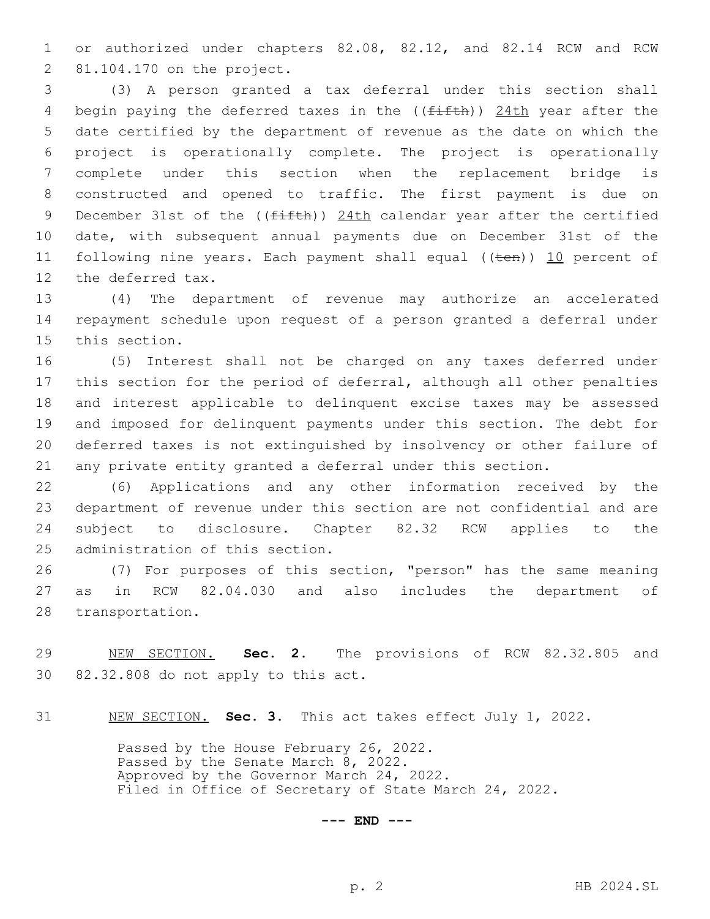or authorized under chapters 82.08, 82.12, and 82.14 RCW and RCW 81.104.170 on the project.

(3) A person granted a tax deferral under this section shall begin paying the deferred taxes in the ((~~fifth~~)) <u>24th</u> year after the date certified by the department of revenue as the date on which the project is operationally complete. The project is operationally complete under this section when the replacement bridge is constructed and opened to traffic. The first payment is due on December 31st of the ((~~fifth~~)) <u>24th</u> calendar year after the certified date, with subsequent annual payments due on December 31st of the following nine years. Each payment shall equal ((~~ten~~)) <u>10</u> percent of the deferred tax.

(4) The department of revenue may authorize an accelerated repayment schedule upon request of a person granted a deferral under this section.

(5) Interest shall not be charged on any taxes deferred under this section for the period of deferral, although all other penalties and interest applicable to delinquent excise taxes may be assessed and imposed for delinquent payments under this section. The debt for deferred taxes is not extinguished by insolvency or other failure of any private entity granted a deferral under this section.

(6) Applications and any other information received by the department of revenue under this section are not confidential and are subject to disclosure. Chapter 82.32 RCW applies to the administration of this section.

(7) For purposes of this section, "person" has the same meaning as in RCW 82.04.030 and also includes the department of transportation.

<u>NEW SECTION.</u> **Sec. 2.** The provisions of RCW 82.32.805 and 82.32.808 do not apply to this act.

<u>NEW SECTION.</u> **Sec. 3.** This act takes effect July 1, 2022.

Passed by the House February 26, 2022.
Passed by the Senate March 8, 2022.
Approved by the Governor March 24, 2022.
Filed in Office of Secretary of State March 24, 2022.

**--- END ---**